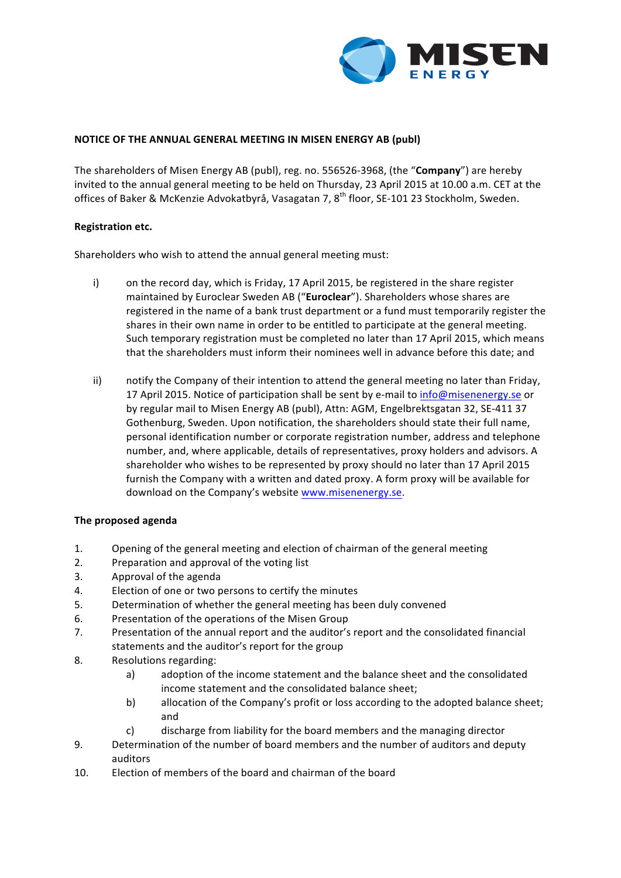**NOTICE OF THE ANNUAL GENERAL MEETING IN MISEN ENERGY AB (publ)**

The shareholders of Misen Energy AB (publ), reg. no. 556526-3968, (the "**Company**") are hereby invited to the annual general meeting to be held on Thursday, 23 April 2015 at 10.00 a.m. CET at the offices of Baker & McKenzie Advokatbyrå, Vasagatan 7, 8th floor, SE-101 23 Stockholm, Sweden.

**Registration etc.**

Shareholders who wish to attend the annual general meeting must:

i) on the record day, which is Friday, 17 April 2015, be registered in the share register maintained by Euroclear Sweden AB ("**Euroclear**"). Shareholders whose shares are registered in the name of a bank trust department or a fund must temporarily register the shares in their own name in order to be entitled to participate at the general meeting. Such temporary registration must be completed no later than 17 April 2015, which means that the shareholders must inform their nominees well in advance before this date; and

ii) notify the Company of their intention to attend the general meeting no later than Friday, 17 April 2015. Notice of participation shall be sent by e-mail to info@misenenergy.se or by regular mail to Misen Energy AB (publ), Attn: AGM, Engelbrektsgatan 32, SE-411 37 Gothenburg, Sweden. Upon notification, the shareholders should state their full name, personal identification number or corporate registration number, address and telephone number, and, where applicable, details of representatives, proxy holders and advisors. A shareholder who wishes to be represented by proxy should no later than 17 April 2015 furnish the Company with a written and dated proxy. A form proxy will be available for download on the Company's website www.misenenergy.se.

**The proposed agenda**

1. Opening of the general meeting and election of chairman of the general meeting
2. Preparation and approval of the voting list
3. Approval of the agenda
4. Election of one or two persons to certify the minutes
5. Determination of whether the general meeting has been duly convened
6. Presentation of the operations of the Misen Group
7. Presentation of the annual report and the auditor's report and the consolidated financial statements and the auditor's report for the group
8. Resolutions regarding:
   a) adoption of the income statement and the balance sheet and the consolidated income statement and the consolidated balance sheet;
   b) allocation of the Company's profit or loss according to the adopted balance sheet; and
   c) discharge from liability for the board members and the managing director
9. Determination of the number of board members and the number of auditors and deputy auditors
10. Election of members of the board and chairman of the board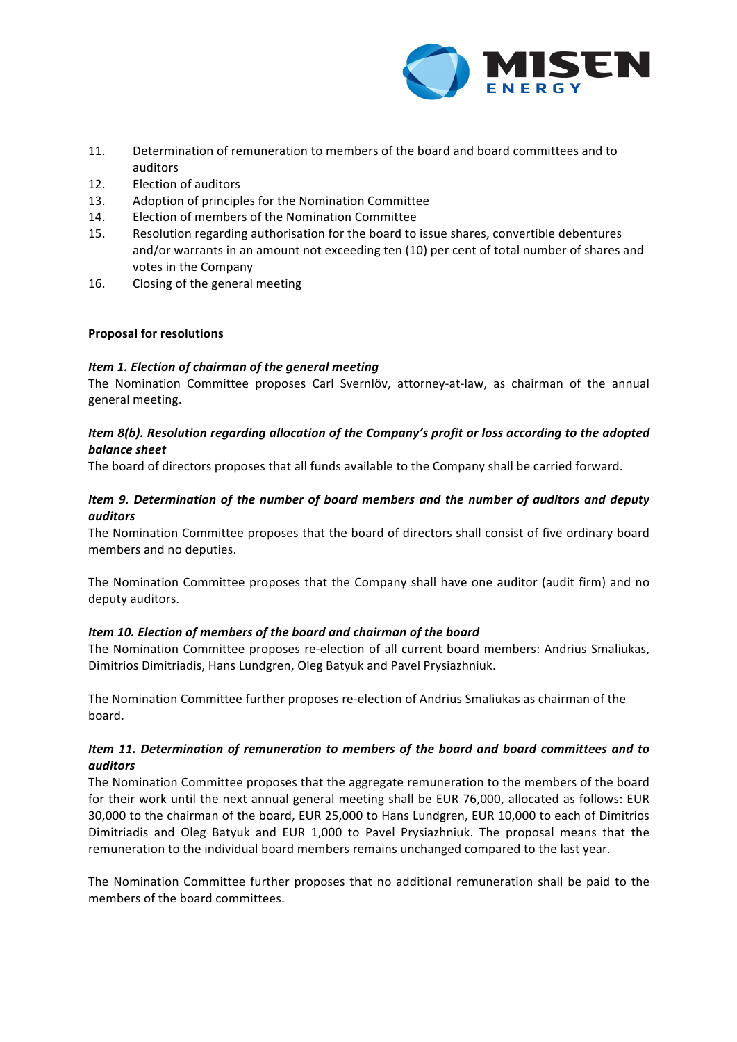11. Determination of remuneration to members of the board and board committees and to auditors
12. Election of auditors
13. Adoption of principles for the Nomination Committee
14. Election of members of the Nomination Committee
15. Resolution regarding authorisation for the board to issue shares, convertible debentures and/or warrants in an amount not exceeding ten (10) per cent of total number of shares and votes in the Company
16. Closing of the general meeting

**Proposal for resolutions**

***Item 1. Election of chairman of the general meeting***

The Nomination Committee proposes Carl Svernlöv, attorney-at-law, as chairman of the annual general meeting.

***Item 8(b). Resolution regarding allocation of the Company's profit or loss according to the adopted balance sheet***

The board of directors proposes that all funds available to the Company shall be carried forward.

***Item 9. Determination of the number of board members and the number of auditors and deputy auditors***

The Nomination Committee proposes that the board of directors shall consist of five ordinary board members and no deputies.

The Nomination Committee proposes that the Company shall have one auditor (audit firm) and no deputy auditors.

***Item 10. Election of members of the board and chairman of the board***

The Nomination Committee proposes re-election of all current board members: Andrius Smaliukas, Dimitrios Dimitriadis, Hans Lundgren, Oleg Batyuk and Pavel Prysiazhniuk.

The Nomination Committee further proposes re-election of Andrius Smaliukas as chairman of the board.

***Item 11. Determination of remuneration to members of the board and board committees and to auditors***

The Nomination Committee proposes that the aggregate remuneration to the members of the board for their work until the next annual general meeting shall be EUR 76,000, allocated as follows: EUR 30,000 to the chairman of the board, EUR 25,000 to Hans Lundgren, EUR 10,000 to each of Dimitrios Dimitriadis and Oleg Batyuk and EUR 1,000 to Pavel Prysiazhniuk. The proposal means that the remuneration to the individual board members remains unchanged compared to the last year.

The Nomination Committee further proposes that no additional remuneration shall be paid to the members of the board committees.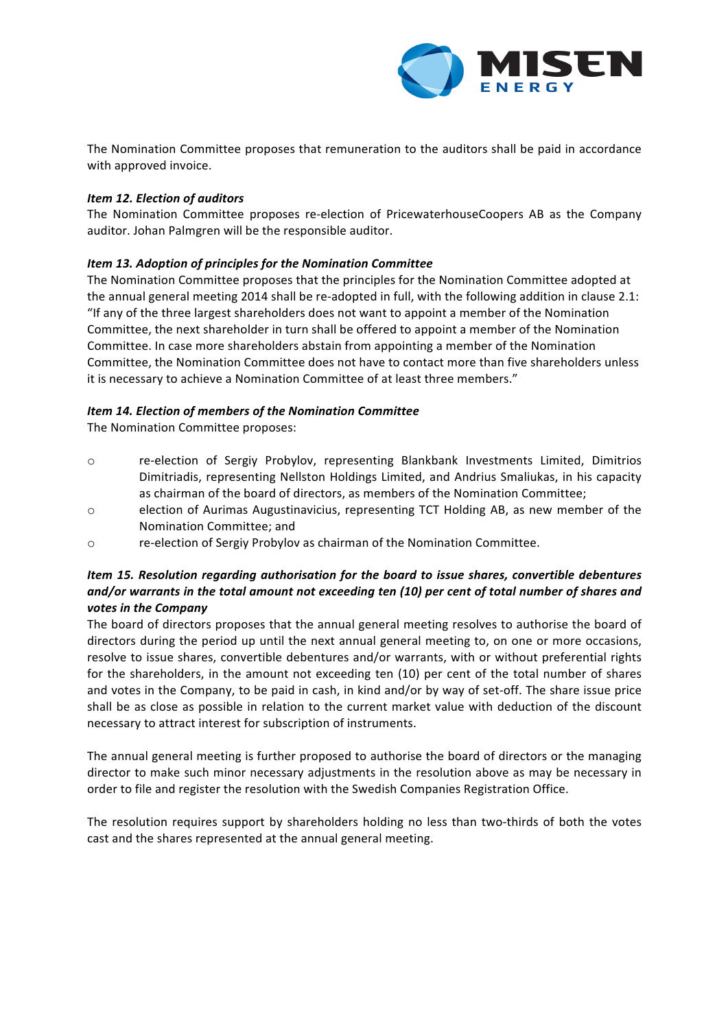The Nomination Committee proposes that remuneration to the auditors shall be paid in accordance with approved invoice.

***Item 12. Election of auditors***

The Nomination Committee proposes re-election of PricewaterhouseCoopers AB as the Company auditor. Johan Palmgren will be the responsible auditor.

***Item 13. Adoption of principles for the Nomination Committee***

The Nomination Committee proposes that the principles for the Nomination Committee adopted at the annual general meeting 2014 shall be re-adopted in full, with the following addition in clause 2.1: "If any of the three largest shareholders does not want to appoint a member of the Nomination Committee, the next shareholder in turn shall be offered to appoint a member of the Nomination Committee. In case more shareholders abstain from appointing a member of the Nomination Committee, the Nomination Committee does not have to contact more than five shareholders unless it is necessary to achieve a Nomination Committee of at least three members."

***Item 14. Election of members of the Nomination Committee***

The Nomination Committee proposes:

- re-election of Sergiy Probylov, representing Blankbank Investments Limited, Dimitrios Dimitriadis, representing Nellston Holdings Limited, and Andrius Smaliukas, in his capacity as chairman of the board of directors, as members of the Nomination Committee;
- election of Aurimas Augustinavicius, representing TCT Holding AB, as new member of the Nomination Committee; and
- re-election of Sergiy Probylov as chairman of the Nomination Committee.

***Item 15. Resolution regarding authorisation for the board to issue shares, convertible debentures and/or warrants in the total amount not exceeding ten (10) per cent of total number of shares and votes in the Company***

The board of directors proposes that the annual general meeting resolves to authorise the board of directors during the period up until the next annual general meeting to, on one or more occasions, resolve to issue shares, convertible debentures and/or warrants, with or without preferential rights for the shareholders, in the amount not exceeding ten (10) per cent of the total number of shares and votes in the Company, to be paid in cash, in kind and/or by way of set-off. The share issue price shall be as close as possible in relation to the current market value with deduction of the discount necessary to attract interest for subscription of instruments.

The annual general meeting is further proposed to authorise the board of directors or the managing director to make such minor necessary adjustments in the resolution above as may be necessary in order to file and register the resolution with the Swedish Companies Registration Office.

The resolution requires support by shareholders holding no less than two-thirds of both the votes cast and the shares represented at the annual general meeting.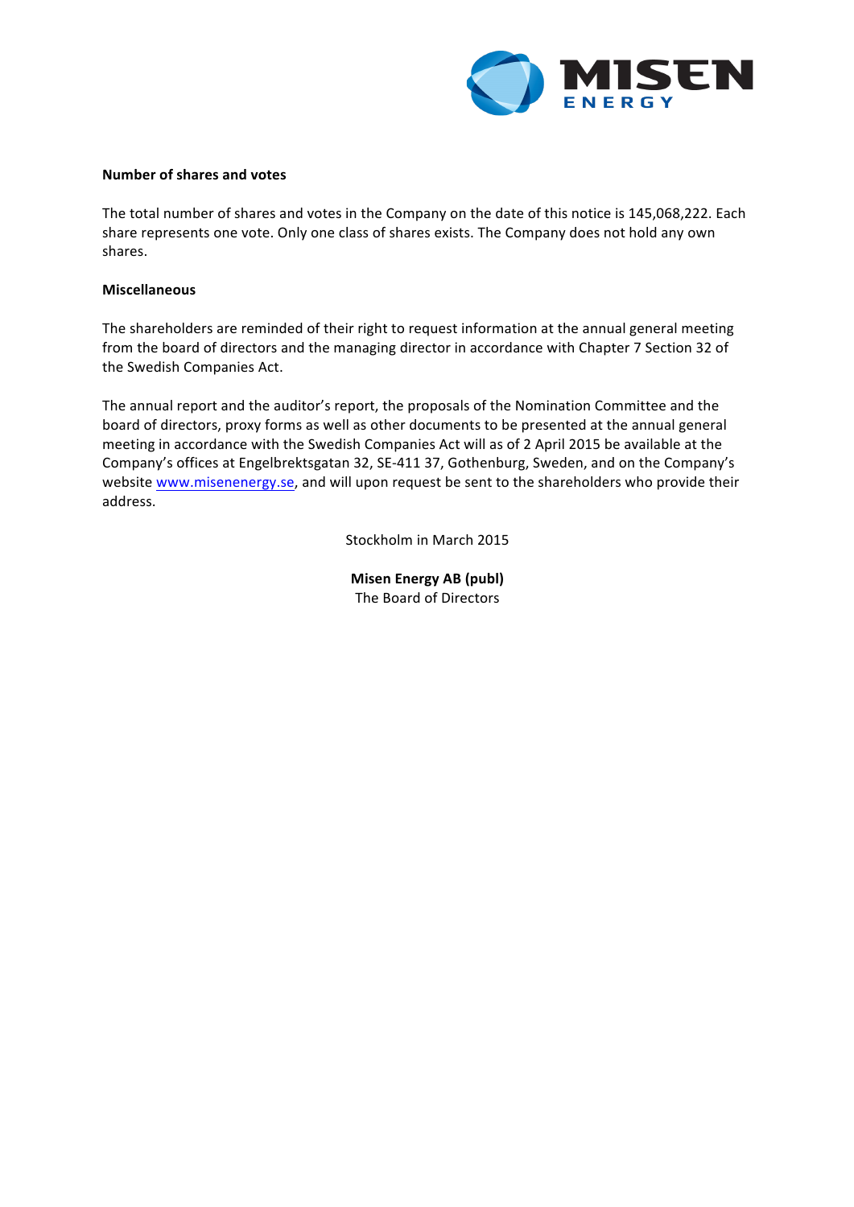**Number of shares and votes**

The total number of shares and votes in the Company on the date of this notice is 145,068,222. Each share represents one vote. Only one class of shares exists. The Company does not hold any own shares.

**Miscellaneous**

The shareholders are reminded of their right to request information at the annual general meeting from the board of directors and the managing director in accordance with Chapter 7 Section 32 of the Swedish Companies Act.

The annual report and the auditor's report, the proposals of the Nomination Committee and the board of directors, proxy forms as well as other documents to be presented at the annual general meeting in accordance with the Swedish Companies Act will as of 2 April 2015 be available at the Company's offices at Engelbrektsgatan 32, SE-411 37, Gothenburg, Sweden, and on the Company's website www.misenenergy.se, and will upon request be sent to the shareholders who provide their address.

Stockholm in March 2015

**Misen Energy AB (publ)**
The Board of Directors